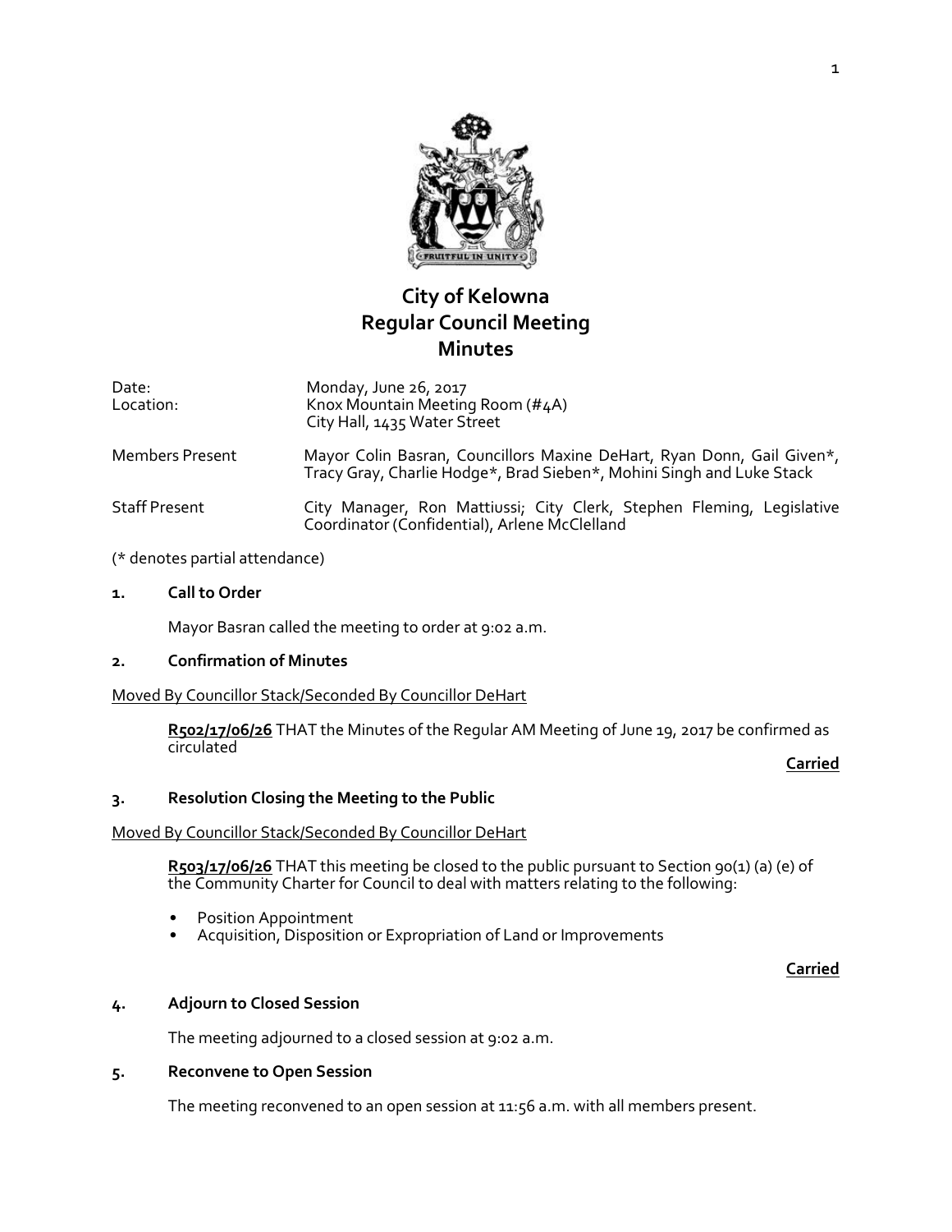# City of Kelowna
# Regular Council Meeting
# Minutes

| | |
|---|---|
| Date: | Monday, June 26, 2017 |
| Location: | Knox Mountain Meeting Room (#4A)<br>City Hall, 1435 Water Street |
| Members Present | Mayor Colin Basran, Councillors Maxine DeHart, Ryan Donn, Gail Given*, Tracy Gray, Charlie Hodge*, Brad Sieben*, Mohini Singh and Luke Stack |
| Staff Present | City Manager, Ron Mattiussi; City Clerk, Stephen Fleming, Legislative Coordinator (Confidential), Arlene McClelland |

(* denotes partial attendance)

## 1. Call to Order

Mayor Basran called the meeting to order at 9:02 a.m.

## 2. Confirmation of Minutes

Moved By Councillor Stack/Seconded By Councillor DeHart

**R502/17/06/26** THAT the Minutes of the Regular AM Meeting of June 19, 2017 be confirmed as circulated

**Carried**

## 3. Resolution Closing the Meeting to the Public

Moved By Councillor Stack/Seconded By Councillor DeHart

**R503/17/06/26** THAT this meeting be closed to the public pursuant to Section 90(1) (a) (e) of the Community Charter for Council to deal with matters relating to the following:

- Position Appointment
- Acquisition, Disposition or Expropriation of Land or Improvements

**Carried**

## 4. Adjourn to Closed Session

The meeting adjourned to a closed session at 9:02 a.m.

## 5. Reconvene to Open Session

The meeting reconvened to an open session at 11:56 a.m. with all members present.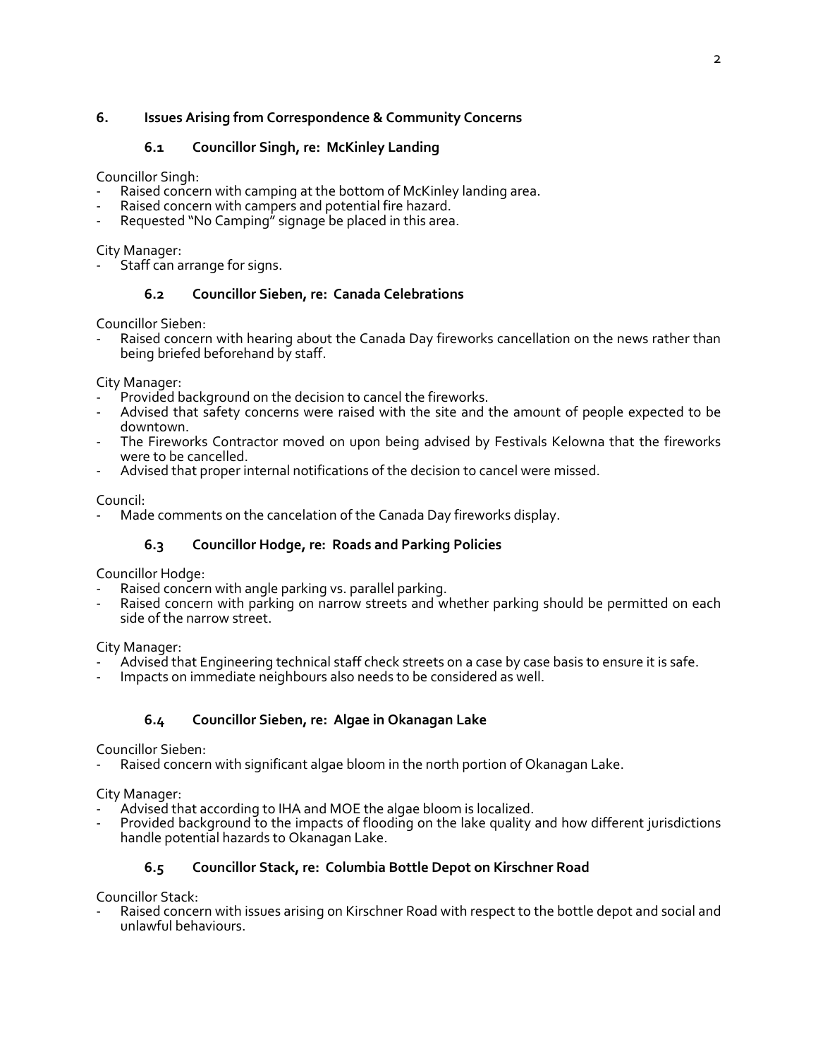## 6. Issues Arising from Correspondence & Community Concerns

### 6.1 Councillor Singh, re: McKinley Landing

Councillor Singh:
- Raised concern with camping at the bottom of McKinley landing area.
- Raised concern with campers and potential fire hazard.
- Requested "No Camping" signage be placed in this area.

City Manager:
- Staff can arrange for signs.

### 6.2 Councillor Sieben, re: Canada Celebrations

Councillor Sieben:
- Raised concern with hearing about the Canada Day fireworks cancellation on the news rather than being briefed beforehand by staff.

City Manager:
- Provided background on the decision to cancel the fireworks.
- Advised that safety concerns were raised with the site and the amount of people expected to be downtown.
- The Fireworks Contractor moved on upon being advised by Festivals Kelowna that the fireworks were to be cancelled.
- Advised that proper internal notifications of the decision to cancel were missed.

Council:
- Made comments on the cancelation of the Canada Day fireworks display.

### 6.3 Councillor Hodge, re: Roads and Parking Policies

Councillor Hodge:
- Raised concern with angle parking vs. parallel parking.
- Raised concern with parking on narrow streets and whether parking should be permitted on each side of the narrow street.

City Manager:
- Advised that Engineering technical staff check streets on a case by case basis to ensure it is safe.
- Impacts on immediate neighbours also needs to be considered as well.

### 6.4 Councillor Sieben, re: Algae in Okanagan Lake

Councillor Sieben:
- Raised concern with significant algae bloom in the north portion of Okanagan Lake.

City Manager:
- Advised that according to IHA and MOE the algae bloom is localized.
- Provided background to the impacts of flooding on the lake quality and how different jurisdictions handle potential hazards to Okanagan Lake.

### 6.5 Councillor Stack, re: Columbia Bottle Depot on Kirschner Road

Councillor Stack:
- Raised concern with issues arising on Kirschner Road with respect to the bottle depot and social and unlawful behaviours.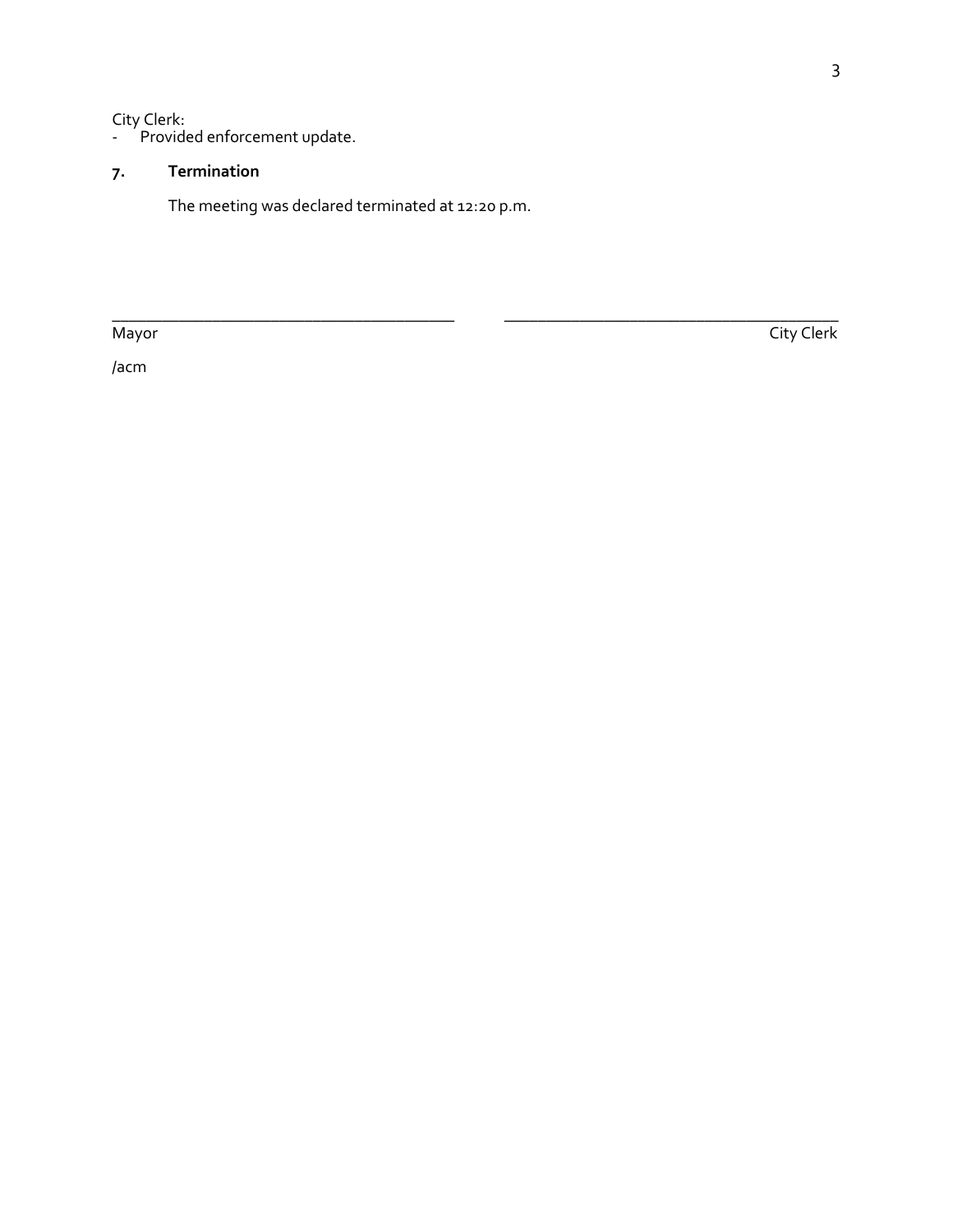City Clerk:
- Provided enforcement update.

## 7. Termination

The meeting was declared terminated at 12:20 p.m.

\_\_\_\_\_\_\_\_\_\_\_\_\_\_\_\_\_\_\_\_\_\_\_\_\_\_\_\_\_\_\_\_\_\_\_\_\_\_\_\_ \_\_\_\_\_\_\_\_\_\_\_\_\_\_\_\_\_\_\_\_\_\_\_\_\_\_\_\_\_\_\_\_\_\_\_\_\_\_\_\_
Mayor City Clerk

/acm